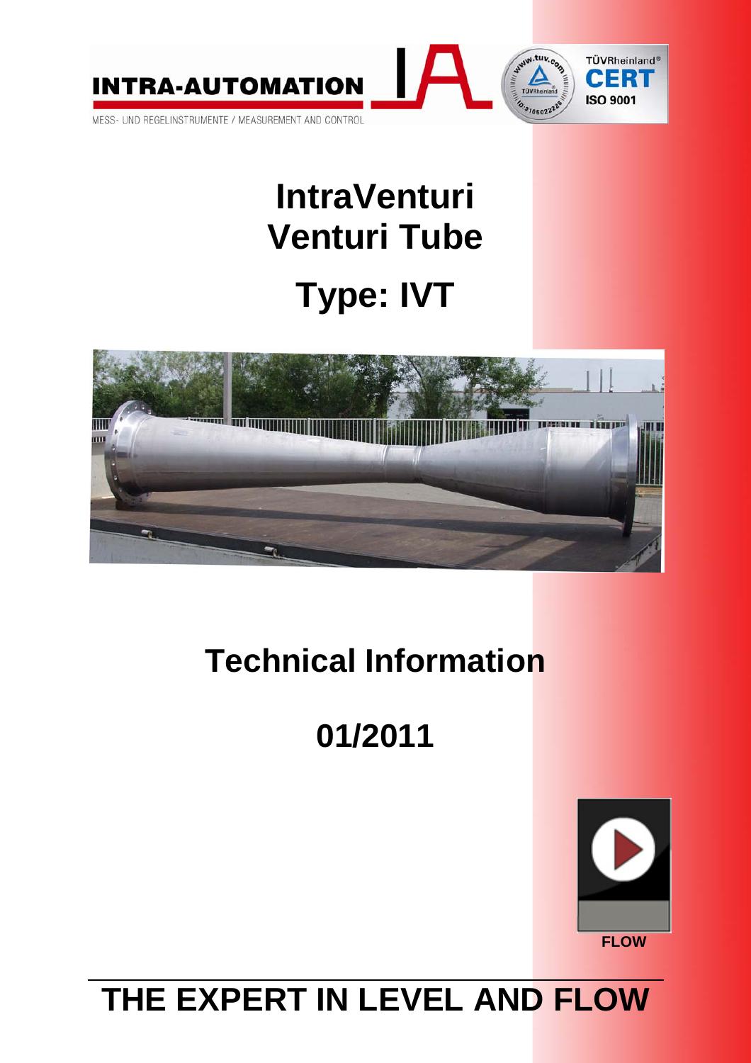INTRA-AUTOMATION

MESS- UND REGELINSTRUMENTE / MEASUREMENT AND CONTROL

TÜVRheinland® CERT ISO 9001

# IntraVenturi
# Venturi Tube

# Type: IVT

# Technical Information

# 01/2011

FLOW

## THE EXPERT IN LEVEL AND FLOW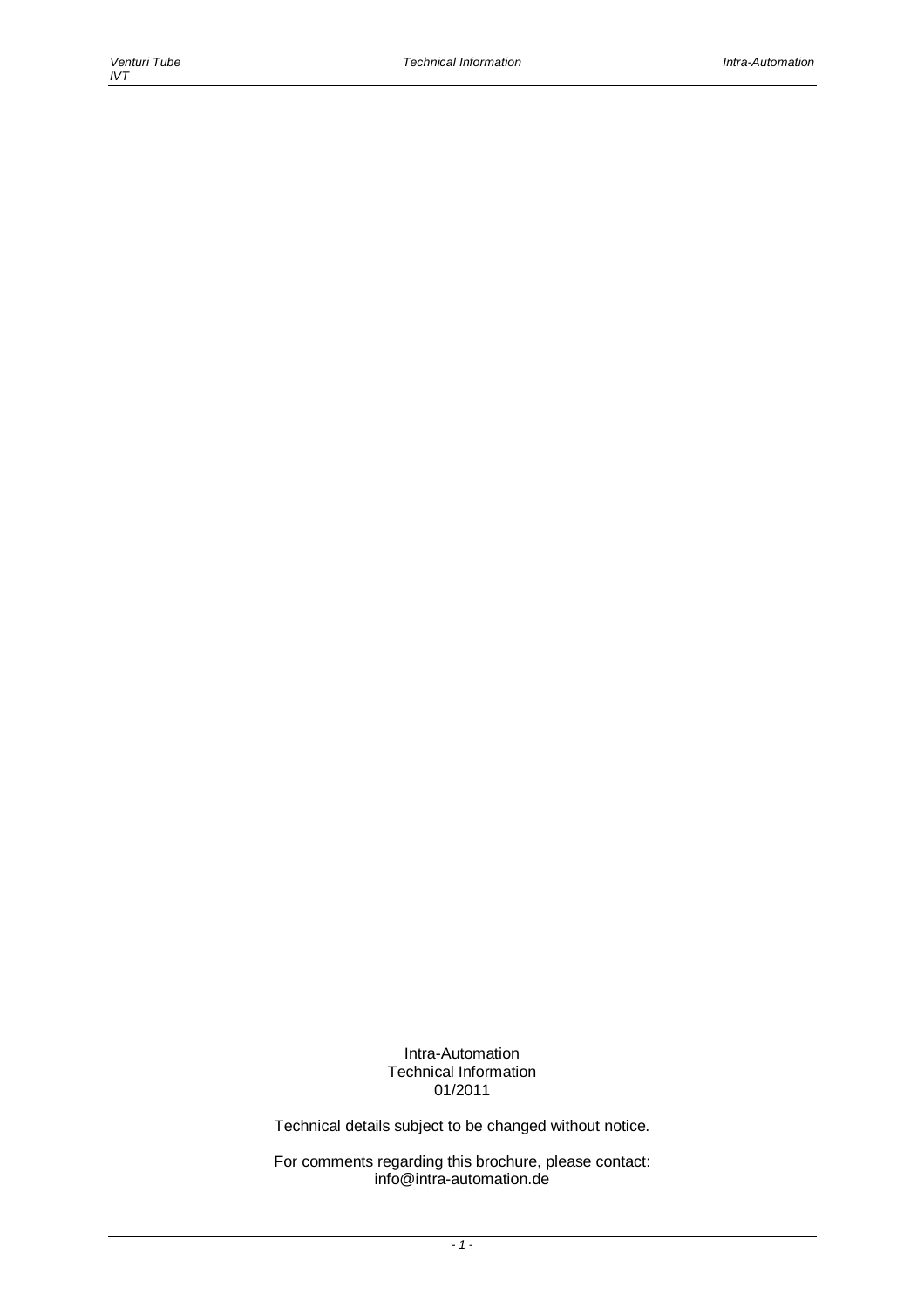Intra-Automation
Technical Information
01/2011

Technical details subject to be changed without notice.

For comments regarding this brochure, please contact:
info@intra-automation.de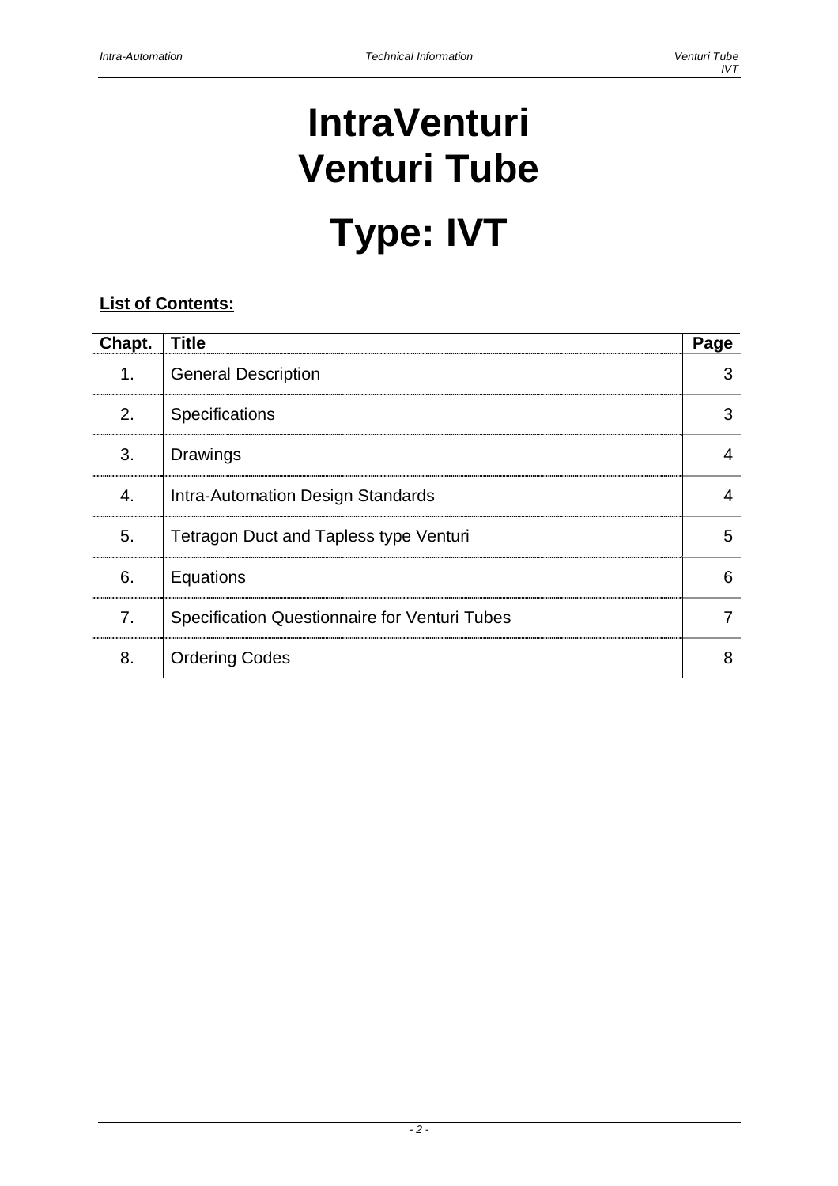# IntraVenturi Venturi Tube

# Type: IVT

**List of Contents:**

| Chapt. | Title | Page |
|---|---|---|
| 1. | General Description | 3 |
| 2. | Specifications | 3 |
| 3. | Drawings | 4 |
| 4. | Intra-Automation Design Standards | 4 |
| 5. | Tetragon Duct and Tapless type Venturi | 5 |
| 6. | Equations | 6 |
| 7. | Specification Questionnaire for Venturi Tubes | 7 |
| 8. | Ordering Codes | 8 |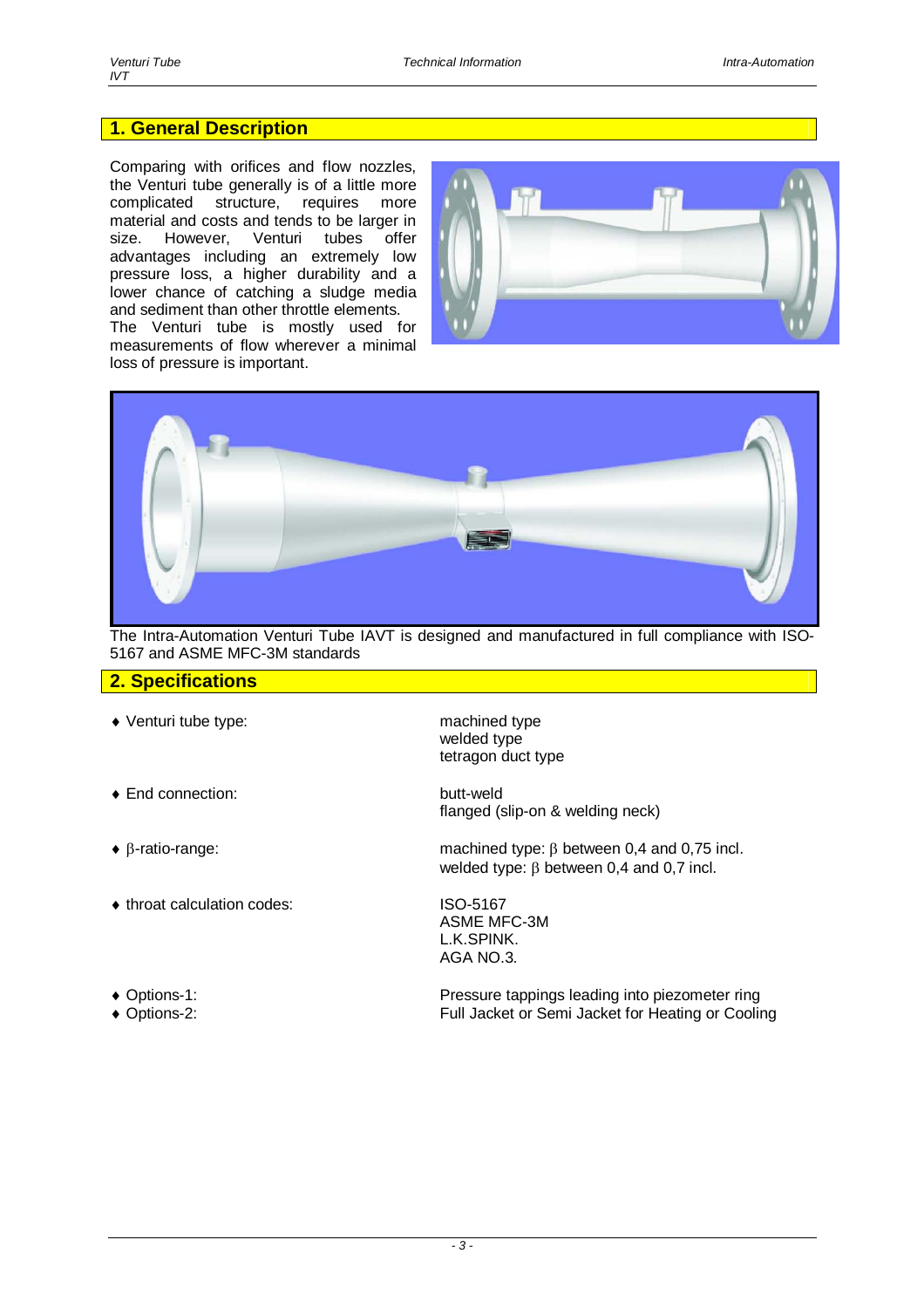## 1. General Description

Comparing with orifices and flow nozzles, the Venturi tube generally is of a little more complicated structure, requires more material and costs and tends to be larger in size. However, Venturi tubes offer advantages including an extremely low pressure loss, a higher durability and a lower chance of catching a sludge media and sediment than other throttle elements.
The Venturi tube is mostly used for measurements of flow wherever a minimal loss of pressure is important.

The Intra-Automation Venturi Tube IAVT is designed and manufactured in full compliance with ISO-5167 and ASME MFC-3M standards

## 2. Specifications

| | |
|---|---|
| ♦ Venturi tube type: | machined type<br>welded type<br>tetragon duct type |
| ♦ End connection: | butt-weld<br>flanged (slip-on & welding neck) |
| ♦ β-ratio-range: | machined type: β between 0,4 and 0,75 incl.<br>welded type: β between 0,4 and 0,7 incl. |
| ♦ throat calculation codes: | ISO-5167<br>ASME MFC-3M<br>L.K.SPINK.<br>AGA NO.3. |
| ♦ Options-1: | Pressure tappings leading into piezometer ring |
| ♦ Options-2: | Full Jacket or Semi Jacket for Heating or Cooling |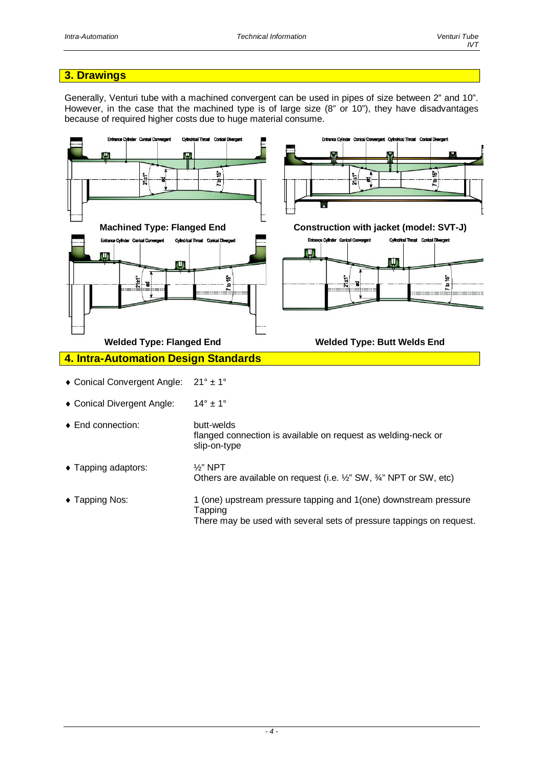## 3. Drawings

Generally, Venturi tube with a machined convergent can be used in pipes of size between 2" and 10". However, in the case that the machined type is of large size (8" or 10"), they have disadvantages because of required higher costs due to huge material consume.

**Machined Type: Flanged End**

**Construction with jacket (model: SVT-J)**

**Welded Type: Flanged End**

**Welded Type: Butt Welds End**

## 4. Intra-Automation Design Standards

- Conical Convergent Angle: 21° ± 1°
- Conical Divergent Angle: 14° ± 1°
- End connection: butt-welds  
  flanged connection is available on request as welding-neck or slip-on-type
- Tapping adaptors: ½" NPT  
  Others are available on request (i.e. ½" SW, ¾" NPT or SW, etc)
- Tapping Nos: 1 (one) upstream pressure tapping and 1(one) downstream pressure Tapping  
  There may be used with several sets of pressure tappings on request.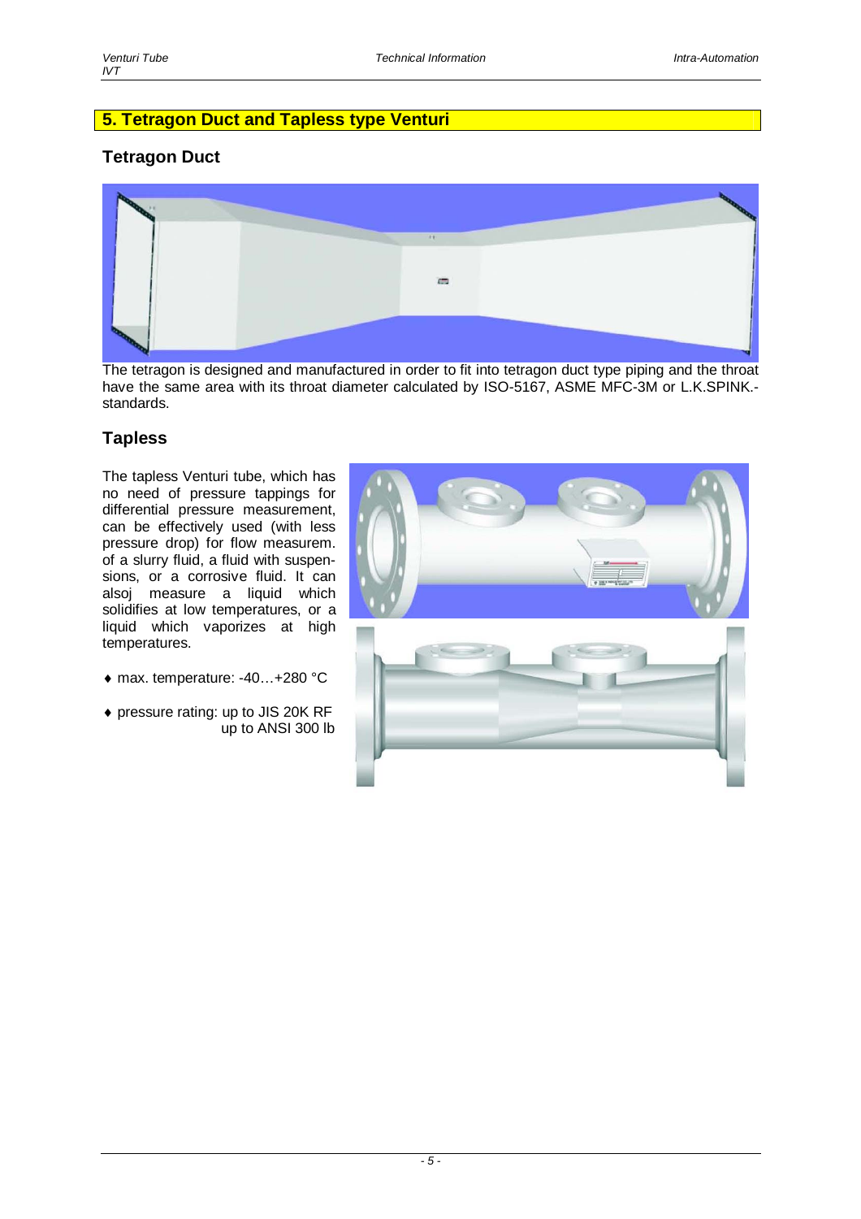## 5. Tetragon Duct and Tapless type Venturi

### Tetragon Duct

The tetragon is designed and manufactured in order to fit into tetragon duct type piping and the throat have the same area with its throat diameter calculated by ISO-5167, ASME MFC-3M or L.K.SPINK.-standards.

### Tapless

The tapless Venturi tube, which has no need of pressure tappings for differential pressure measurement, can be effectively used (with less pressure drop) for flow measurem. of a slurry fluid, a fluid with suspensions, or a corrosive fluid. It can alsoj measure a liquid which solidifies at low temperatures, or a liquid which vaporizes at high temperatures.

- max. temperature: -40…+280 °C
- pressure rating: up to JIS 20K RF
  up to ANSI 300 lb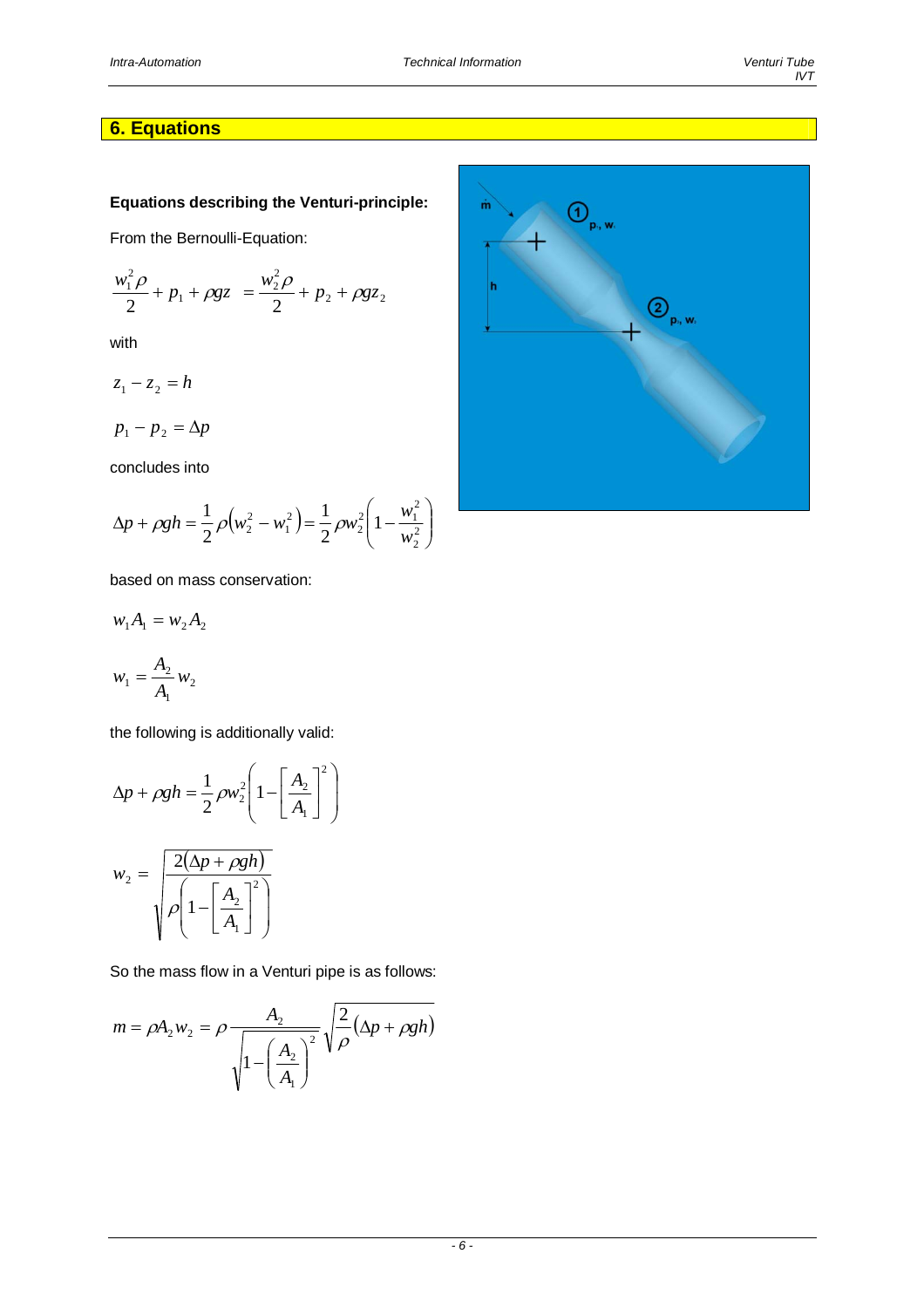## 6. Equations

**Equations describing the Venturi-principle:**

From the Bernoulli-Equation:

$$\frac{w_1^2 \rho}{2} + p_1 + \rho g z = \frac{w_2^2 \rho}{2} + p_2 + \rho g z_2$$

with

$$z_1 - z_2 = h$$

$$p_1 - p_2 = \Delta p$$

concludes into

$$\Delta p + \rho g h = \frac{1}{2}\rho\left(w_2^2 - w_1^2\right) = \frac{1}{2}\rho w_2^2\left(1 - \frac{w_1^2}{w_2^2}\right)$$

based on mass conservation:

$$w_1 A_1 = w_2 A_2$$

$$w_1 = \frac{A_2}{A_1} w_2$$

the following is additionally valid:

$$\Delta p + \rho g h = \frac{1}{2}\rho w_2^2\left(1 - \left[\frac{A_2}{A_1}\right]^2\right)$$

$$w_2 = \sqrt{\frac{2(\Delta p + \rho g h)}{\rho\left(1 - \left[\frac{A_2}{A_1}\right]^2\right)}}$$

So the mass flow in a Venturi pipe is as follows:

$$m = \rho A_2 w_2 = \rho \frac{A_2}{\sqrt{1 - \left(\frac{A_2}{A_1}\right)^2}} \sqrt{\frac{2}{\rho}(\Delta p + \rho g h)}$$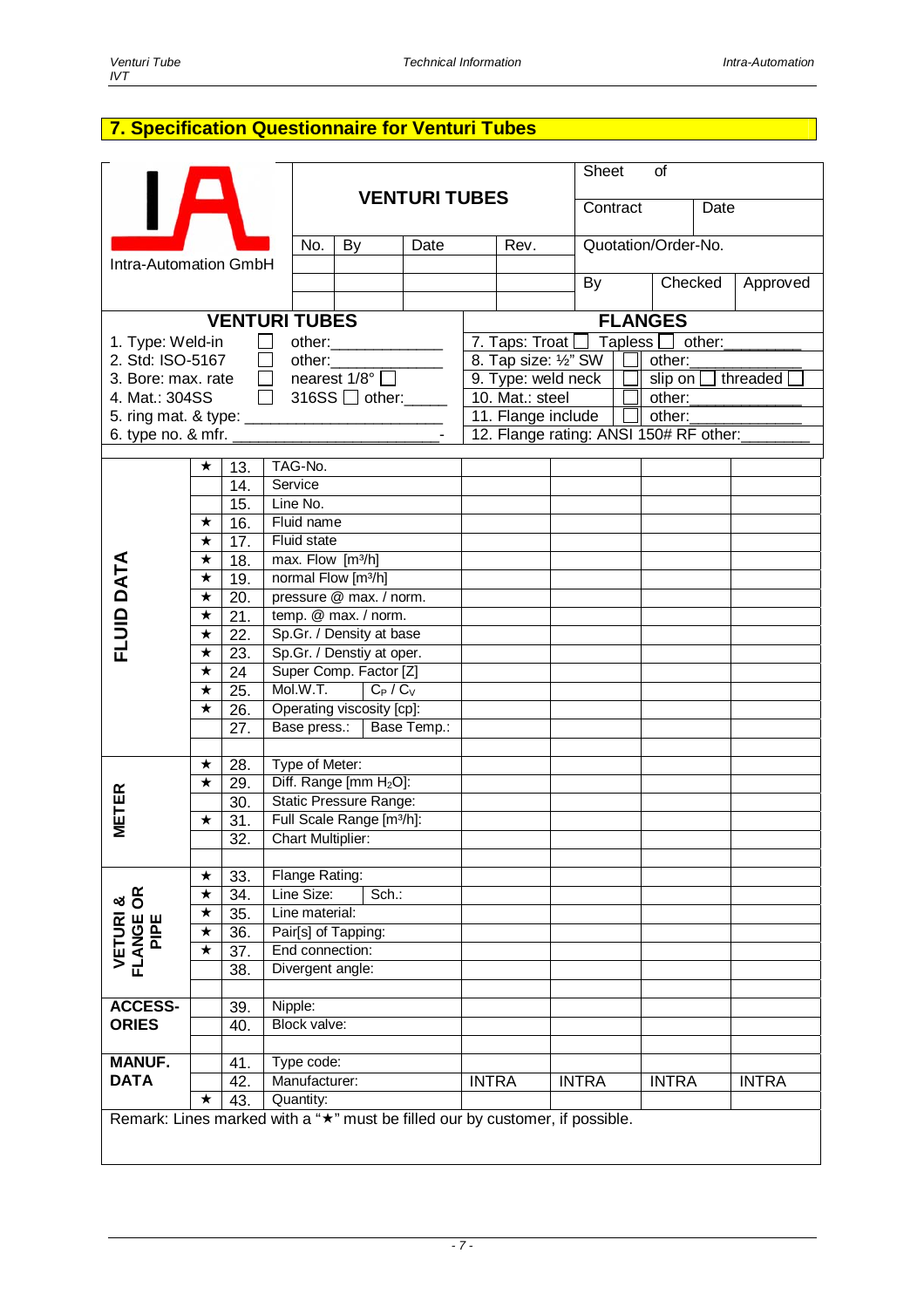## 7. Specification Questionnaire for Venturi Tubes

| IA Intra-Automation GmbH | VENTURI TUBES | | | | Sheet of | | |
|---|---|---|---|---|---|---|---|
| | | | | | Contract | | Date |
| | No. | By | Date | Rev. | Quotation/Order-No. | | |
| | | | | | | | |
| | | | | | By | Checked | Approved |
| | | | | | | | |

| VENTURI TUBES | FLANGES |
|---|---|
| 1. Type: Weld-in ☐ other:____________ | 7. Taps: Troat ☐ Tapless ☐ other:________ |
| 2. Std: ISO-5167 ☐ other:____________ | 8. Tap size: ½" SW ☐ other:____________ |
| 3. Bore: max. rate ☐ nearest 1/8° ☐ | 9. Type: weld neck ☐ slip on ☐ threaded ☐ |
| 4. Mat.: 304SS ☐ 316SS ☐ other:_____ | 10. Mat.: steel ☐ other:____________ |
| 5. ring mat. & type: ______________________ | 11. Flange include ☐ other:____________ |
| 6. type no. & mfr. ______________________- | 12. Flange rating: ANSI 150# RF other:________ |

| Section | ★ | No. | Item | | | | |
|---|---|---|---|---|---|---|---|
| FLUID DATA | ★ | 13. | TAG-No. | | | | |
| | | 14. | Service | | | | |
| | | 15. | Line No. | | | | |
| | ★ | 16. | Fluid name | | | | |
| | ★ | 17. | Fluid state | | | | |
| | ★ | 18. | max. Flow [m³/h] | | | | |
| | ★ | 19. | normal Flow [m³/h] | | | | |
| | ★ | 20. | pressure @ max. / norm. | | | | |
| | ★ | 21. | temp. @ max. / norm. | | | | |
| | ★ | 22. | Sp.Gr. / Density at base | | | | |
| | ★ | 23. | Sp.Gr. / Denstiy at oper. | | | | |
| | ★ | 24 | Super Comp. Factor [Z] | | | | |
| | ★ | 25. | Mol.W.T. $C_P$ / $C_V$ | | | | |
| | ★ | 26. | Operating viscosity [cp]: | | | | |
| | | 27. | Base press.: Base Temp.: | | | | |
| | | | | | | | |
| METER | ★ | 28. | Type of Meter: | | | | |
| | ★ | 29. | Diff. Range [mm $H_2O$]: | | | | |
| | | 30. | Static Pressure Range: | | | | |
| | ★ | 31. | Full Scale Range [m³/h]: | | | | |
| | | 32. | Chart Multiplier: | | | | |
| | | | | | | | |
| VETURI & FLANGE OR PIPE | ★ | 33. | Flange Rating: | | | | |
| | ★ | 34. | Line Size: Sch.: | | | | |
| | ★ | 35. | Line material: | | | | |
| | ★ | 36. | Pair[s] of Tapping: | | | | |
| | ★ | 37. | End connection: | | | | |
| | | 38. | Divergent angle: | | | | |
| | | | | | | | |
| ACCESSORIES | | 39. | Nipple: | | | | |
| | | 40. | Block valve: | | | | |
| | | | | | | | |
| MANUF. DATA | | 41. | Type code: | | | | |
| | | 42. | Manufacturer: | INTRA | INTRA | INTRA | INTRA |
| | ★ | 43. | Quantity: | | | | |

Remark: Lines marked with a "★" must be filled our by customer, if possible.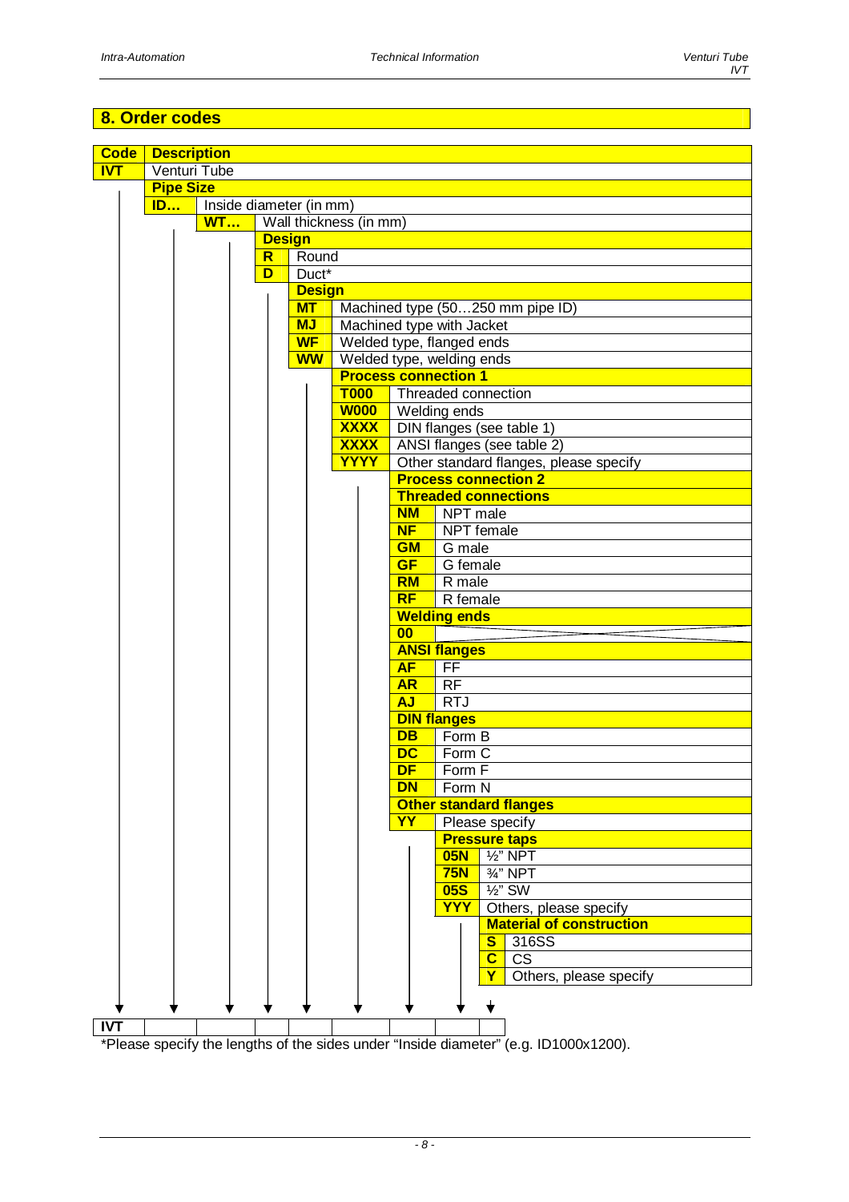## 8. Order codes

| Code | Description |
|---|---|
| **IVT** | Venturi Tube |
| | **Pipe Size** |
| **ID…** | Inside diameter (in mm) |
| **WT…** | Wall thickness (in mm) |
| | **Design** |
| **R** | Round |
| **D** | Duct* |
| | **Design** |
| **MT** | Machined type (50…250 mm pipe ID) |
| **MJ** | Machined type with Jacket |
| **WF** | Welded type, flanged ends |
| **WW** | Welded type, welding ends |
| | **Process connection 1** |
| **T000** | Threaded connection |
| **W000** | Welding ends |
| **XXXX** | DIN flanges (see table 1) |
| **XXXX** | ANSI flanges (see table 2) |
| **YYYY** | Other standard flanges, please specify |
| | **Process connection 2** |
| | **Threaded connections** |
| **NM** | NPT male |
| **NF** | NPT female |
| **GM** | G male |
| **GF** | G female |
| **RM** | R male |
| **RF** | R female |
| | **Welding ends** |
| **00** | |
| | **ANSI flanges** |
| **AF** | FF |
| **AR** | RF |
| **AJ** | RTJ |
| | **DIN flanges** |
| **DB** | Form B |
| **DC** | Form C |
| **DF** | Form F |
| **DN** | Form N |
| | **Other standard flanges** |
| **YY** | Please specify |
| | **Pressure taps** |
| **05N** | ½" NPT |
| **75N** | ¾" NPT |
| **05S** | ½" SW |
| **YYY** | Others, please specify |
| | **Material of construction** |
| **S** | 316SS |
| **C** | CS |
| **Y** | Others, please specify |

| IVT | | | | | | | | |
|---|---|---|---|---|---|---|---|---|

*Please specify the lengths of the sides under "Inside diameter" (e.g. ID1000x1200).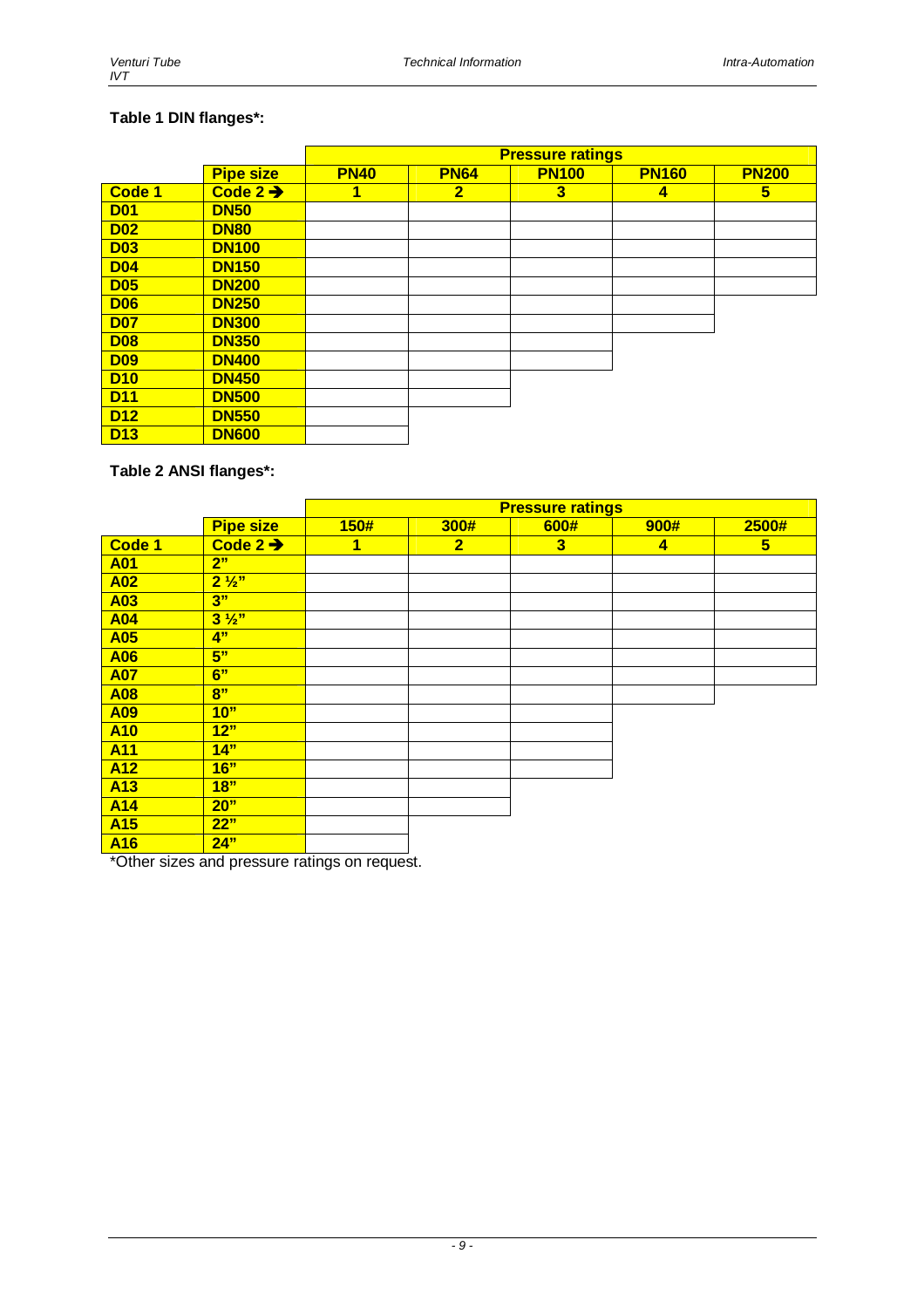**Table 1 DIN flanges\*:**

| | | Pressure ratings | | | | |
|---|---|---|---|---|---|---|
| | **Pipe size** | **PN40** | **PN64** | **PN100** | **PN160** | **PN200** |
| **Code 1** | **Code 2 →** | **1** | **2** | **3** | **4** | **5** |
| **D01** | **DN50** | | | | | |
| **D02** | **DN80** | | | | | |
| **D03** | **DN100** | | | | | |
| **D04** | **DN150** | | | | | |
| **D05** | **DN200** | | | | | |
| **D06** | **DN250** | | | | | |
| **D07** | **DN300** | | | | | |
| **D08** | **DN350** | | | | | |
| **D09** | **DN400** | | | | | |
| **D10** | **DN450** | | | | | |
| **D11** | **DN500** | | | | | |
| **D12** | **DN550** | | | | | |
| **D13** | **DN600** | | | | | |

**Table 2 ANSI flanges\*:**

| | | Pressure ratings | | | | |
|---|---|---|---|---|---|---|
| | **Pipe size** | **150#** | **300#** | **600#** | **900#** | **2500#** |
| **Code 1** | **Code 2 →** | **1** | **2** | **3** | **4** | **5** |
| **A01** | **2"** | | | | | |
| **A02** | **2 ½"** | | | | | |
| **A03** | **3"** | | | | | |
| **A04** | **3 ½"** | | | | | |
| **A05** | **4"** | | | | | |
| **A06** | **5"** | | | | | |
| **A07** | **6"** | | | | | |
| **A08** | **8"** | | | | | |
| **A09** | **10"** | | | | | |
| **A10** | **12"** | | | | | |
| **A11** | **14"** | | | | | |
| **A12** | **16"** | | | | | |
| **A13** | **18"** | | | | | |
| **A14** | **20"** | | | | | |
| **A15** | **22"** | | | | | |
| **A16** | **24"** | | | | | |

\*Other sizes and pressure ratings on request.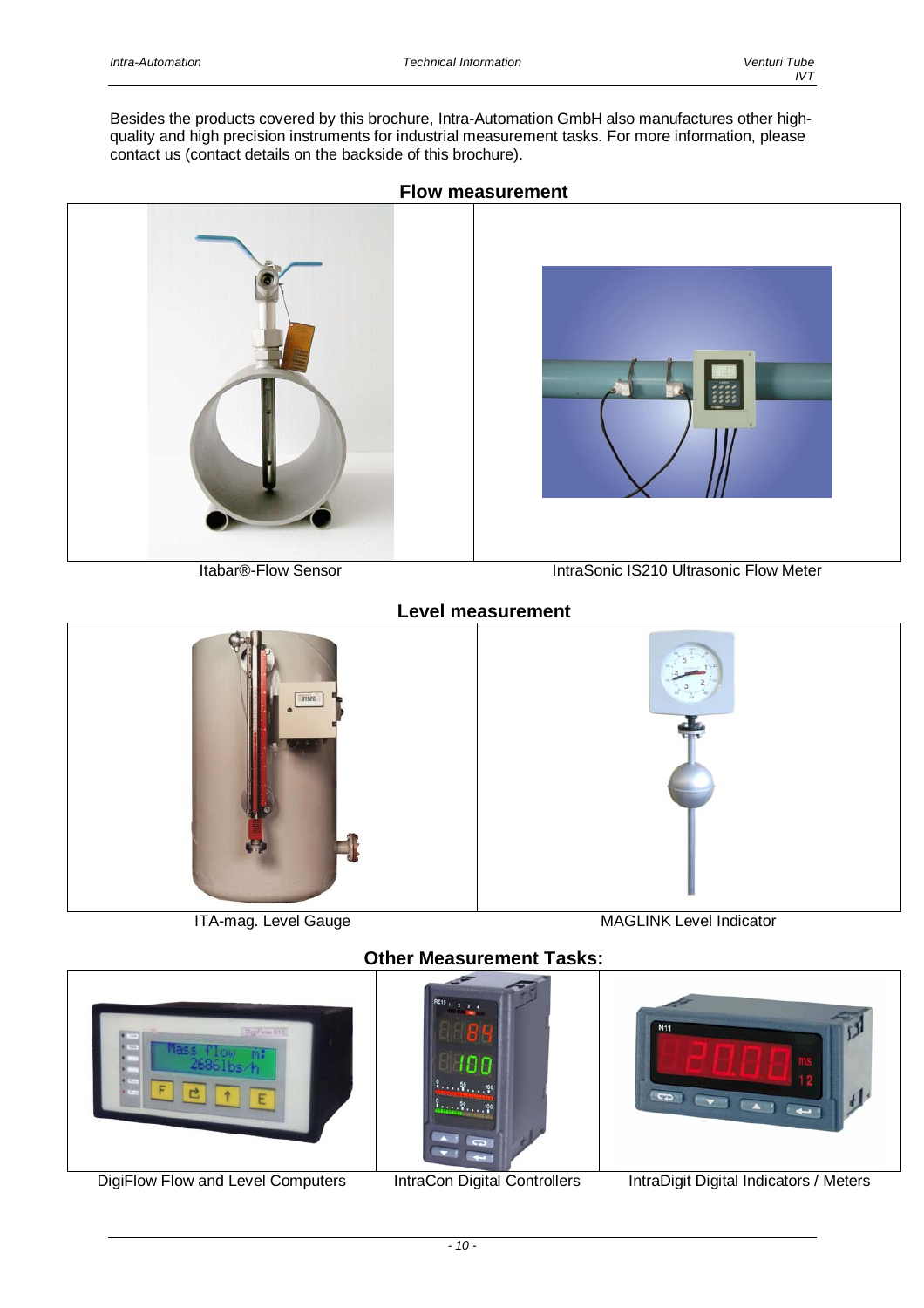Besides the products covered by this brochure, Intra-Automation GmbH also manufactures other high-quality and high precision instruments for industrial measurement tasks. For more information, please contact us (contact details on the backside of this brochure).

## Flow measurement

Itabar®-Flow Sensor

IntraSonic IS210 Ultrasonic Flow Meter

## Level measurement

ITA-mag. Level Gauge

MAGLINK Level Indicator

## Other Measurement Tasks:

DigiFlow Flow and Level Computers

IntraCon Digital Controllers

IntraDigit Digital Indicators / Meters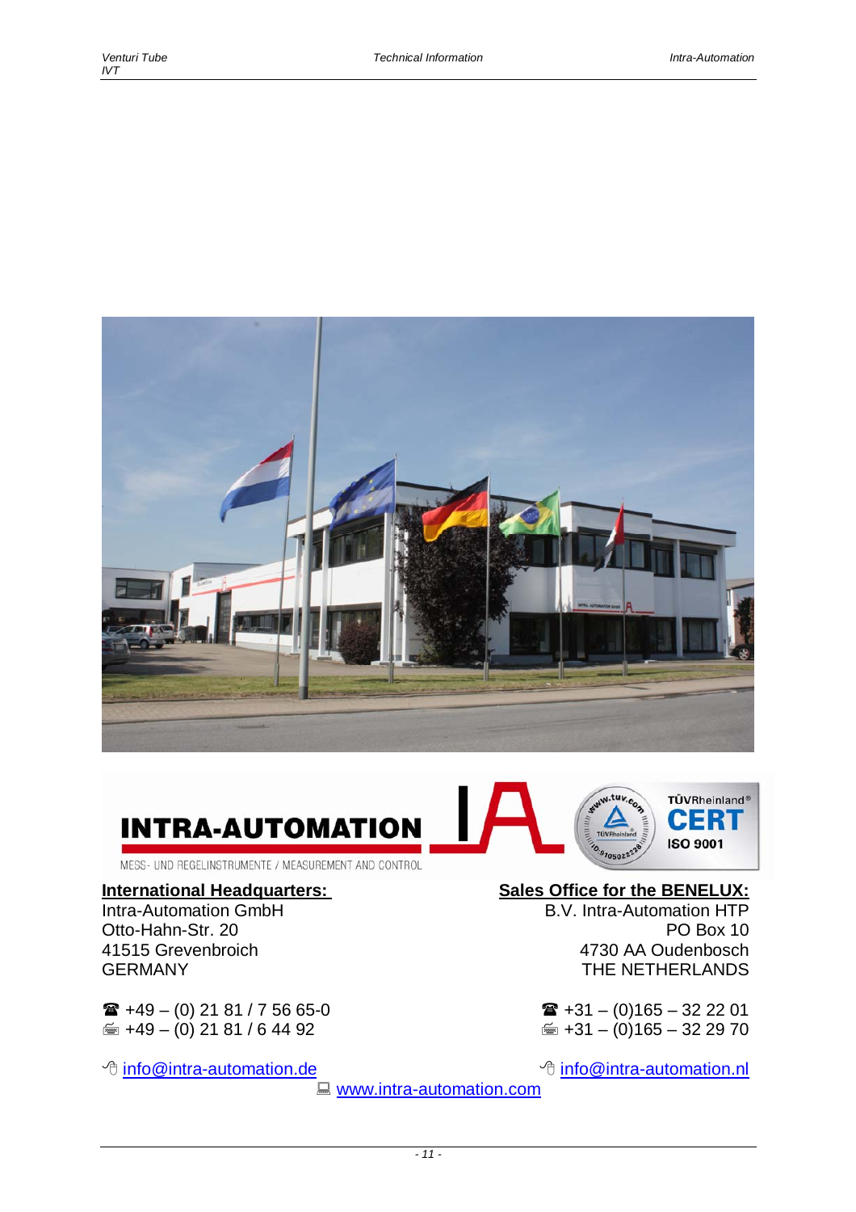INTRA-AUTOMATION

MESS- UND REGELINSTRUMENTE / MEASUREMENT AND CONTROL

**International Headquarters:**

Intra-Automation GmbH
Otto-Hahn-Str. 20
41515 Grevenbroich
GERMANY

☎ +49 – (0) 21 81 / 7 56 65-0
📠 +49 – (0) 21 81 / 6 44 92

info@intra-automation.de

**Sales Office for the BENELUX:**

B.V. Intra-Automation HTP
PO Box 10
4730 AA Oudenbosch
THE NETHERLANDS

☎ +31 – (0)165 – 32 22 01
📠 +31 – (0)165 – 32 29 70

info@intra-automation.nl

www.intra-automation.com